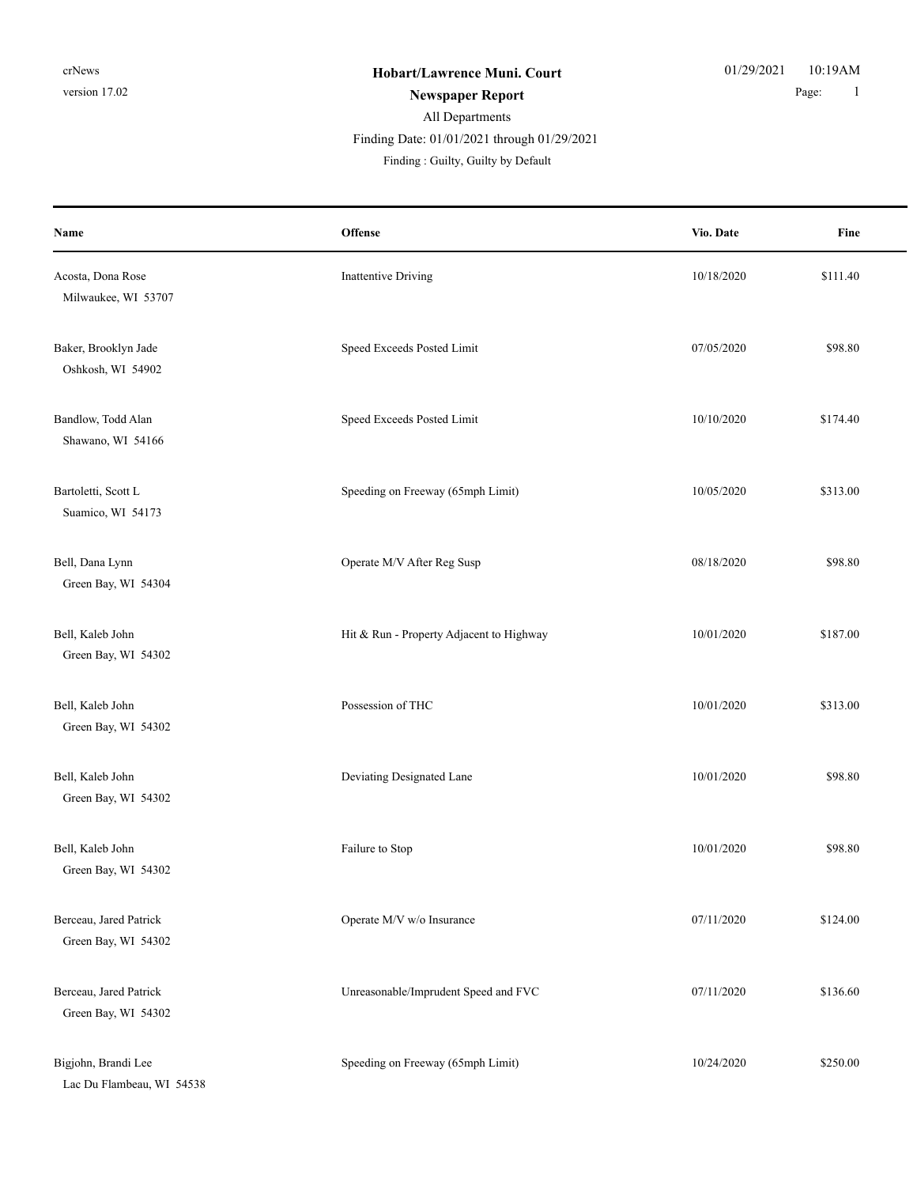**Hobart/Lawrence Muni. Court**

**Newspaper Report**

All Departments

Finding Date: 01/01/2021 through 01/29/2021

Finding : Guilty, Guilty by Default

| Name | Offense | Vio. Date | Fine |
|---|---|---|---|
| Acosta, Dona Rose<br>Milwaukee, WI 53707 | Inattentive Driving | 10/18/2020 | $111.40 |
| Baker, Brooklyn Jade<br>Oshkosh, WI 54902 | Speed Exceeds Posted Limit | 07/05/2020 | $98.80 |
| Bandlow, Todd Alan<br>Shawano, WI 54166 | Speed Exceeds Posted Limit | 10/10/2020 | $174.40 |
| Bartoletti, Scott L<br>Suamico, WI 54173 | Speeding on Freeway (65mph Limit) | 10/05/2020 | $313.00 |
| Bell, Dana Lynn<br>Green Bay, WI 54304 | Operate M/V After Reg Susp | 08/18/2020 | $98.80 |
| Bell, Kaleb John<br>Green Bay, WI 54302 | Hit & Run - Property Adjacent to Highway | 10/01/2020 | $187.00 |
| Bell, Kaleb John<br>Green Bay, WI 54302 | Possession of THC | 10/01/2020 | $313.00 |
| Bell, Kaleb John<br>Green Bay, WI 54302 | Deviating Designated Lane | 10/01/2020 | $98.80 |
| Bell, Kaleb John<br>Green Bay, WI 54302 | Failure to Stop | 10/01/2020 | $98.80 |
| Berceau, Jared Patrick<br>Green Bay, WI 54302 | Operate M/V w/o Insurance | 07/11/2020 | $124.00 |
| Berceau, Jared Patrick<br>Green Bay, WI 54302 | Unreasonable/Imprudent Speed and FVC | 07/11/2020 | $136.60 |
| Bigjohn, Brandi Lee<br>Lac Du Flambeau, WI 54538 | Speeding on Freeway (65mph Limit) | 10/24/2020 | $250.00 |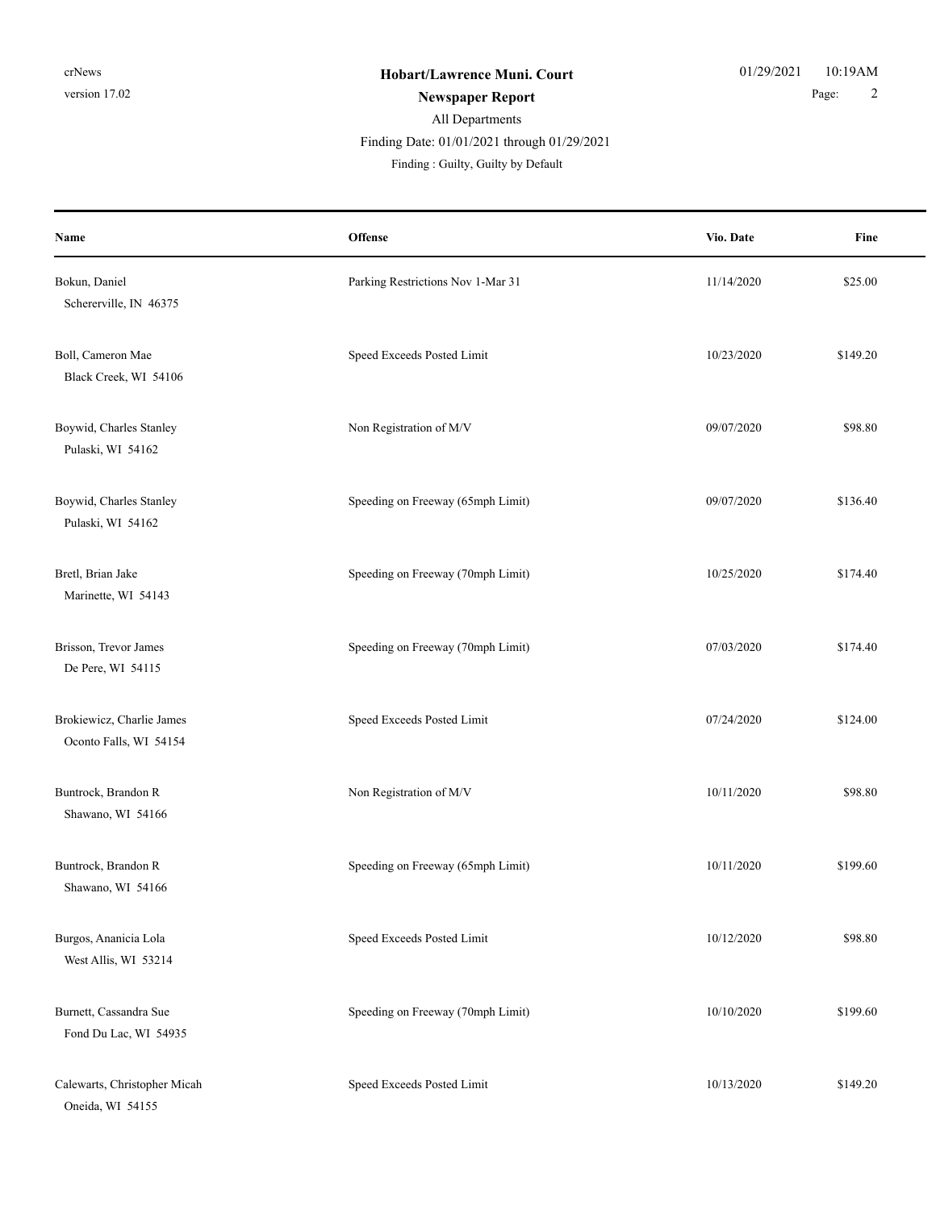| Name | Offense | Vio. Date | Fine |
|---|---|---|---|
| Bokun, Daniel<br>Schererville, IN 46375 | Parking Restrictions Nov 1-Mar 31 | 11/14/2020 | $25.00 |
| Boll, Cameron Mae<br>Black Creek, WI 54106 | Speed Exceeds Posted Limit | 10/23/2020 | $149.20 |
| Boywid, Charles Stanley<br>Pulaski, WI 54162 | Non Registration of M/V | 09/07/2020 | $98.80 |
| Boywid, Charles Stanley<br>Pulaski, WI 54162 | Speeding on Freeway (65mph Limit) | 09/07/2020 | $136.40 |
| Bretl, Brian Jake<br>Marinette, WI 54143 | Speeding on Freeway (70mph Limit) | 10/25/2020 | $174.40 |
| Brisson, Trevor James<br>De Pere, WI 54115 | Speeding on Freeway (70mph Limit) | 07/03/2020 | $174.40 |
| Brokiewicz, Charlie James<br>Oconto Falls, WI 54154 | Speed Exceeds Posted Limit | 07/24/2020 | $124.00 |
| Buntrock, Brandon R<br>Shawano, WI 54166 | Non Registration of M/V | 10/11/2020 | $98.80 |
| Buntrock, Brandon R<br>Shawano, WI 54166 | Speeding on Freeway (65mph Limit) | 10/11/2020 | $199.60 |
| Burgos, Ananicia Lola<br>West Allis, WI 53214 | Speed Exceeds Posted Limit | 10/12/2020 | $98.80 |
| Burnett, Cassandra Sue<br>Fond Du Lac, WI 54935 | Speeding on Freeway (70mph Limit) | 10/10/2020 | $199.60 |
| Calewarts, Christopher Micah<br>Oneida, WI 54155 | Speed Exceeds Posted Limit | 10/13/2020 | $149.20 |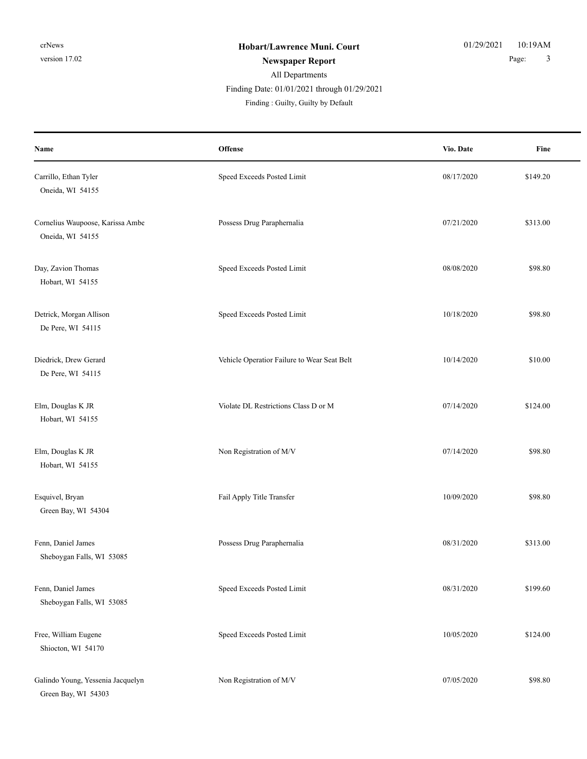# Hobart/Lawrence Muni. Court

## Newspaper Report

All Departments

Finding Date: 01/01/2021 through 01/29/2021

Finding : Guilty, Guilty by Default

| Name | Offense | Vio. Date | Fine |
|---|---|---|---|
| Carrillo, Ethan Tyler<br>Oneida, WI 54155 | Speed Exceeds Posted Limit | 08/17/2020 | $149.20 |
| Cornelius Waupoose, Karissa Ambe<br>Oneida, WI 54155 | Possess Drug Paraphernalia | 07/21/2020 | $313.00 |
| Day, Zavion Thomas<br>Hobart, WI 54155 | Speed Exceeds Posted Limit | 08/08/2020 | $98.80 |
| Detrick, Morgan Allison<br>De Pere, WI 54115 | Speed Exceeds Posted Limit | 10/18/2020 | $98.80 |
| Diedrick, Drew Gerard<br>De Pere, WI 54115 | Vehicle Operatior Failure to Wear Seat Belt | 10/14/2020 | $10.00 |
| Elm, Douglas K JR<br>Hobart, WI 54155 | Violate DL Restrictions Class D or M | 07/14/2020 | $124.00 |
| Elm, Douglas K JR<br>Hobart, WI 54155 | Non Registration of M/V | 07/14/2020 | $98.80 |
| Esquivel, Bryan<br>Green Bay, WI 54304 | Fail Apply Title Transfer | 10/09/2020 | $98.80 |
| Fenn, Daniel James<br>Sheboygan Falls, WI 53085 | Possess Drug Paraphernalia | 08/31/2020 | $313.00 |
| Fenn, Daniel James<br>Sheboygan Falls, WI 53085 | Speed Exceeds Posted Limit | 08/31/2020 | $199.60 |
| Free, William Eugene<br>Shiocton, WI 54170 | Speed Exceeds Posted Limit | 10/05/2020 | $124.00 |
| Galindo Young, Yessenia Jacquelyn<br>Green Bay, WI 54303 | Non Registration of M/V | 07/05/2020 | $98.80 |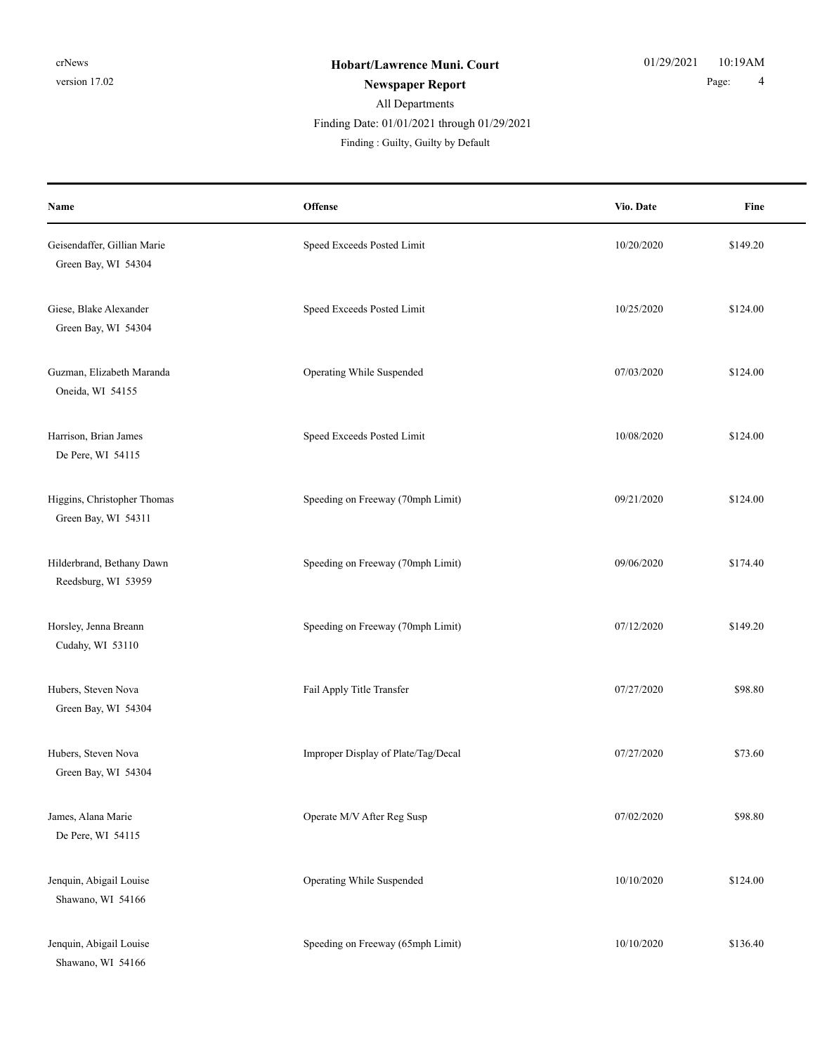**Hobart/Lawrence Muni. Court**

**Newspaper Report**

All Departments

Finding Date: 01/01/2021 through 01/29/2021

Finding : Guilty, Guilty by Default

| Name | Offense | Vio. Date | Fine |
|---|---|---|---|
| Geisendaffer, Gillian Marie<br>Green Bay, WI 54304 | Speed Exceeds Posted Limit | 10/20/2020 | $149.20 |
| Giese, Blake Alexander<br>Green Bay, WI 54304 | Speed Exceeds Posted Limit | 10/25/2020 | $124.00 |
| Guzman, Elizabeth Maranda<br>Oneida, WI 54155 | Operating While Suspended | 07/03/2020 | $124.00 |
| Harrison, Brian James<br>De Pere, WI 54115 | Speed Exceeds Posted Limit | 10/08/2020 | $124.00 |
| Higgins, Christopher Thomas<br>Green Bay, WI 54311 | Speeding on Freeway (70mph Limit) | 09/21/2020 | $124.00 |
| Hilderbrand, Bethany Dawn<br>Reedsburg, WI 53959 | Speeding on Freeway (70mph Limit) | 09/06/2020 | $174.40 |
| Horsley, Jenna Breann<br>Cudahy, WI 53110 | Speeding on Freeway (70mph Limit) | 07/12/2020 | $149.20 |
| Hubers, Steven Nova<br>Green Bay, WI 54304 | Fail Apply Title Transfer | 07/27/2020 | $98.80 |
| Hubers, Steven Nova<br>Green Bay, WI 54304 | Improper Display of Plate/Tag/Decal | 07/27/2020 | $73.60 |
| James, Alana Marie<br>De Pere, WI 54115 | Operate M/V After Reg Susp | 07/02/2020 | $98.80 |
| Jenquin, Abigail Louise<br>Shawano, WI 54166 | Operating While Suspended | 10/10/2020 | $124.00 |
| Jenquin, Abigail Louise<br>Shawano, WI 54166 | Speeding on Freeway (65mph Limit) | 10/10/2020 | $136.40 |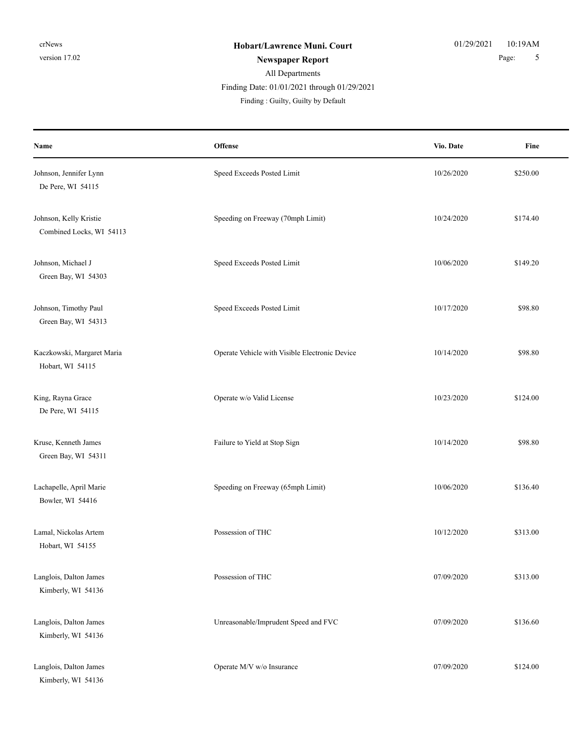# Hobart/Lawrence Muni. Court

## Newspaper Report

All Departments

Finding Date: 01/01/2021 through 01/29/2021

Finding : Guilty, Guilty by Default

| Name | Offense | Vio. Date | Fine |
|---|---|---|---|
| Johnson, Jennifer Lynn<br>De Pere, WI 54115 | Speed Exceeds Posted Limit | 10/26/2020 | $250.00 |
| Johnson, Kelly Kristie<br>Combined Locks, WI 54113 | Speeding on Freeway (70mph Limit) | 10/24/2020 | $174.40 |
| Johnson, Michael J<br>Green Bay, WI 54303 | Speed Exceeds Posted Limit | 10/06/2020 | $149.20 |
| Johnson, Timothy Paul<br>Green Bay, WI 54313 | Speed Exceeds Posted Limit | 10/17/2020 | $98.80 |
| Kaczkowski, Margaret Maria<br>Hobart, WI 54115 | Operate Vehicle with Visible Electronic Device | 10/14/2020 | $98.80 |
| King, Rayna Grace<br>De Pere, WI 54115 | Operate w/o Valid License | 10/23/2020 | $124.00 |
| Kruse, Kenneth James<br>Green Bay, WI 54311 | Failure to Yield at Stop Sign | 10/14/2020 | $98.80 |
| Lachapelle, April Marie<br>Bowler, WI 54416 | Speeding on Freeway (65mph Limit) | 10/06/2020 | $136.40 |
| Lamal, Nickolas Artem<br>Hobart, WI 54155 | Possession of THC | 10/12/2020 | $313.00 |
| Langlois, Dalton James<br>Kimberly, WI 54136 | Possession of THC | 07/09/2020 | $313.00 |
| Langlois, Dalton James<br>Kimberly, WI 54136 | Unreasonable/Imprudent Speed and FVC | 07/09/2020 | $136.60 |
| Langlois, Dalton James<br>Kimberly, WI 54136 | Operate M/V w/o Insurance | 07/09/2020 | $124.00 |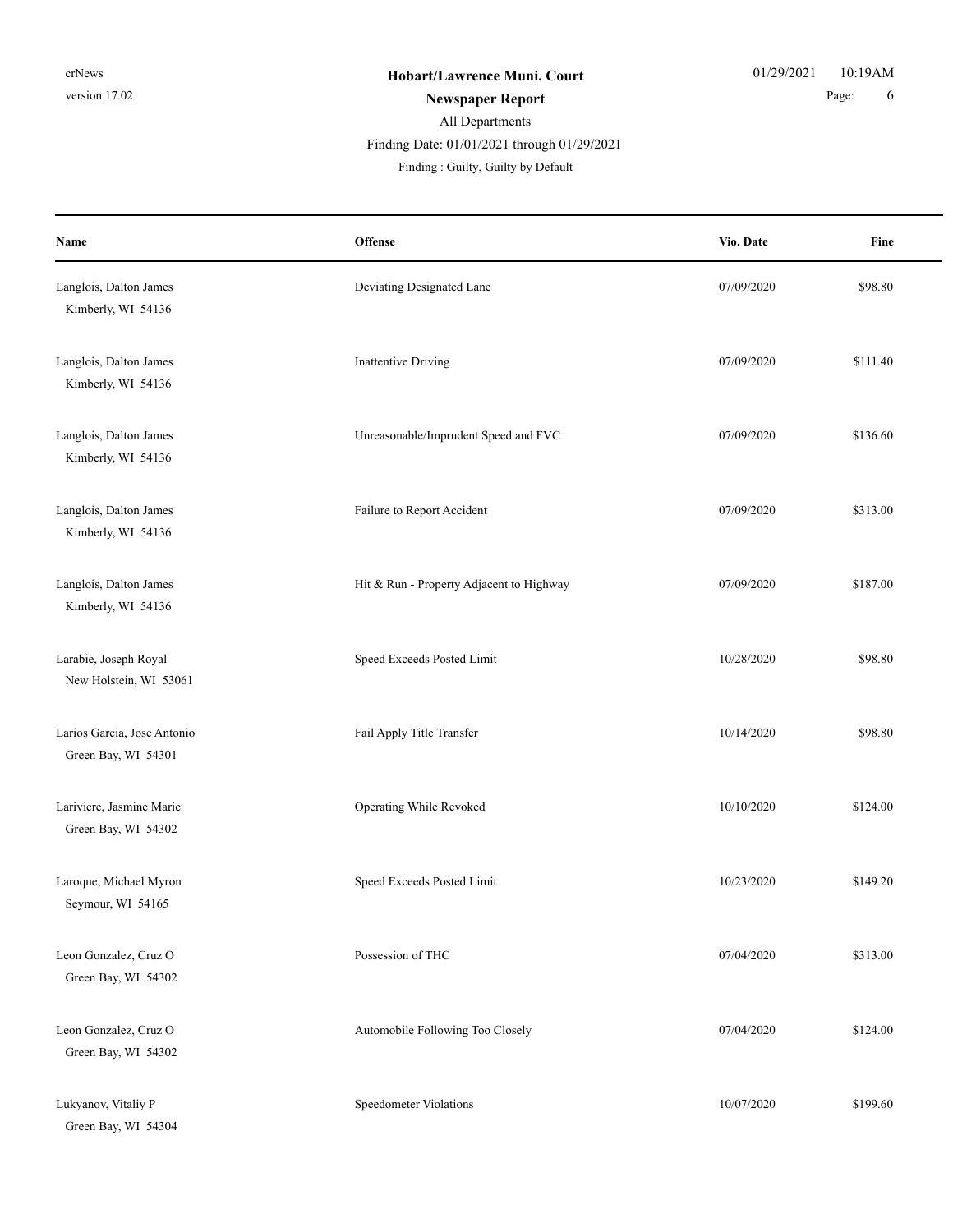**Hobart/Lawrence Muni. Court**

**Newspaper Report**

All Departments

Finding Date: 01/01/2021 through 01/29/2021

Finding : Guilty, Guilty by Default

| Name | Offense | Vio. Date | Fine |
|---|---|---|---|
| Langlois, Dalton James<br>Kimberly, WI 54136 | Deviating Designated Lane | 07/09/2020 | $98.80 |
| Langlois, Dalton James<br>Kimberly, WI 54136 | Inattentive Driving | 07/09/2020 | $111.40 |
| Langlois, Dalton James<br>Kimberly, WI 54136 | Unreasonable/Imprudent Speed and FVC | 07/09/2020 | $136.60 |
| Langlois, Dalton James<br>Kimberly, WI 54136 | Failure to Report Accident | 07/09/2020 | $313.00 |
| Langlois, Dalton James<br>Kimberly, WI 54136 | Hit & Run - Property Adjacent to Highway | 07/09/2020 | $187.00 |
| Larabie, Joseph Royal<br>New Holstein, WI 53061 | Speed Exceeds Posted Limit | 10/28/2020 | $98.80 |
| Larios Garcia, Jose Antonio<br>Green Bay, WI 54301 | Fail Apply Title Transfer | 10/14/2020 | $98.80 |
| Lariviere, Jasmine Marie<br>Green Bay, WI 54302 | Operating While Revoked | 10/10/2020 | $124.00 |
| Laroque, Michael Myron<br>Seymour, WI 54165 | Speed Exceeds Posted Limit | 10/23/2020 | $149.20 |
| Leon Gonzalez, Cruz O<br>Green Bay, WI 54302 | Possession of THC | 07/04/2020 | $313.00 |
| Leon Gonzalez, Cruz O<br>Green Bay, WI 54302 | Automobile Following Too Closely | 07/04/2020 | $124.00 |
| Lukyanov, Vitaliy P<br>Green Bay, WI 54304 | Speedometer Violations | 10/07/2020 | $199.60 |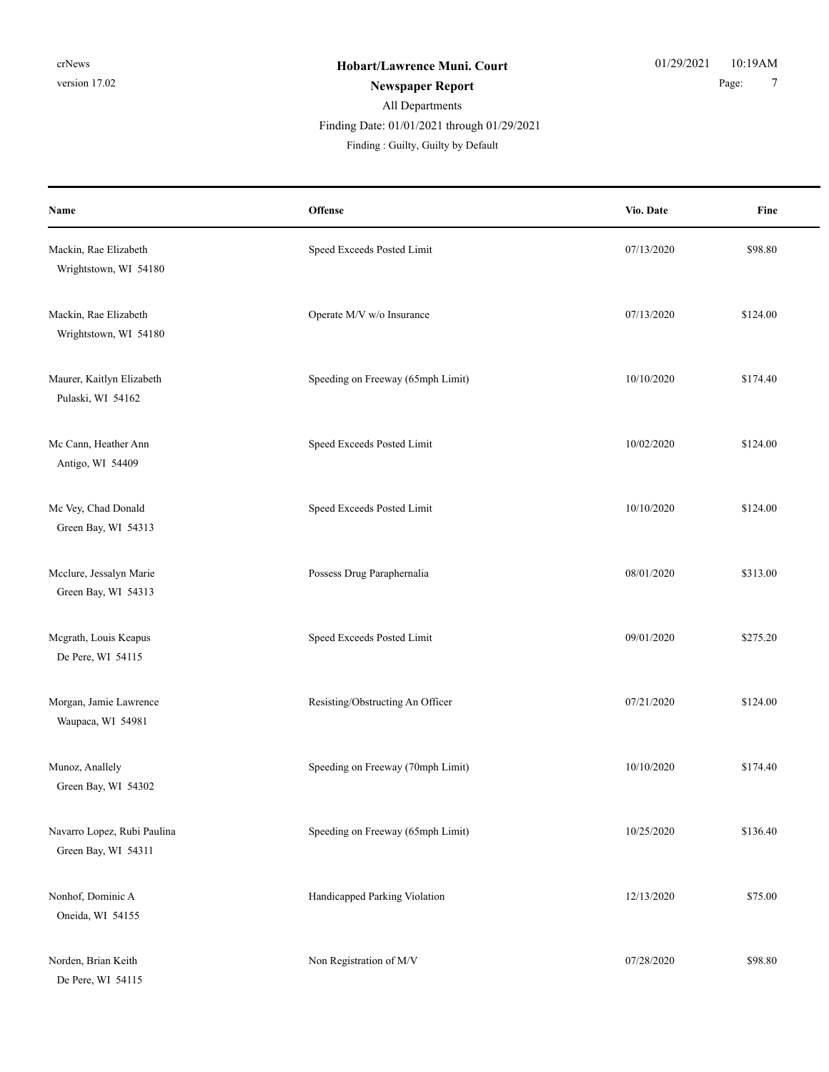# Hobart/Lawrence Muni. Court

## Newspaper Report

All Departments

Finding Date: 01/01/2021 through 01/29/2021

Finding : Guilty, Guilty by Default

| Name | Offense | Vio. Date | Fine |
|---|---|---|---|
| Mackin, Rae Elizabeth<br>Wrightstown, WI 54180 | Speed Exceeds Posted Limit | 07/13/2020 | $98.80 |
| Mackin, Rae Elizabeth<br>Wrightstown, WI 54180 | Operate M/V w/o Insurance | 07/13/2020 | $124.00 |
| Maurer, Kaitlyn Elizabeth<br>Pulaski, WI 54162 | Speeding on Freeway (65mph Limit) | 10/10/2020 | $174.40 |
| Mc Cann, Heather Ann<br>Antigo, WI 54409 | Speed Exceeds Posted Limit | 10/02/2020 | $124.00 |
| Mc Vey, Chad Donald<br>Green Bay, WI 54313 | Speed Exceeds Posted Limit | 10/10/2020 | $124.00 |
| Mcclure, Jessalyn Marie<br>Green Bay, WI 54313 | Possess Drug Paraphernalia | 08/01/2020 | $313.00 |
| Mcgrath, Louis Keapus<br>De Pere, WI 54115 | Speed Exceeds Posted Limit | 09/01/2020 | $275.20 |
| Morgan, Jamie Lawrence<br>Waupaca, WI 54981 | Resisting/Obstructing An Officer | 07/21/2020 | $124.00 |
| Munoz, Anallely<br>Green Bay, WI 54302 | Speeding on Freeway (70mph Limit) | 10/10/2020 | $174.40 |
| Navarro Lopez, Rubi Paulina<br>Green Bay, WI 54311 | Speeding on Freeway (65mph Limit) | 10/25/2020 | $136.40 |
| Nonhof, Dominic A<br>Oneida, WI 54155 | Handicapped Parking Violation | 12/13/2020 | $75.00 |
| Norden, Brian Keith<br>De Pere, WI 54115 | Non Registration of M/V | 07/28/2020 | $98.80 |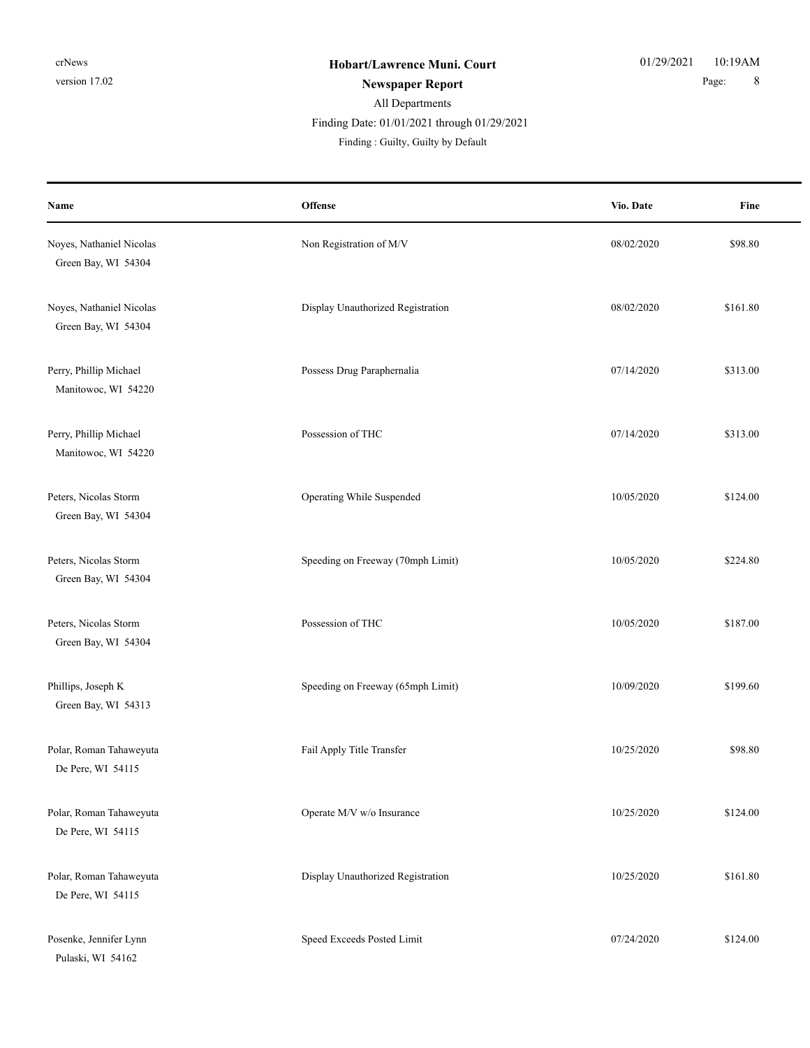**Hobart/Lawrence Muni. Court**

**Newspaper Report**

All Departments

Finding Date: 01/01/2021 through 01/29/2021

Finding : Guilty, Guilty by Default

| Name | Offense | Vio. Date | Fine |
|---|---|---|---|
| Noyes, Nathaniel Nicolas<br>Green Bay, WI 54304 | Non Registration of M/V | 08/02/2020 | $98.80 |
| Noyes, Nathaniel Nicolas<br>Green Bay, WI 54304 | Display Unauthorized Registration | 08/02/2020 | $161.80 |
| Perry, Phillip Michael<br>Manitowoc, WI 54220 | Possess Drug Paraphernalia | 07/14/2020 | $313.00 |
| Perry, Phillip Michael<br>Manitowoc, WI 54220 | Possession of THC | 07/14/2020 | $313.00 |
| Peters, Nicolas Storm<br>Green Bay, WI 54304 | Operating While Suspended | 10/05/2020 | $124.00 |
| Peters, Nicolas Storm<br>Green Bay, WI 54304 | Speeding on Freeway (70mph Limit) | 10/05/2020 | $224.80 |
| Peters, Nicolas Storm<br>Green Bay, WI 54304 | Possession of THC | 10/05/2020 | $187.00 |
| Phillips, Joseph K<br>Green Bay, WI 54313 | Speeding on Freeway (65mph Limit) | 10/09/2020 | $199.60 |
| Polar, Roman Tahaweyuta<br>De Pere, WI 54115 | Fail Apply Title Transfer | 10/25/2020 | $98.80 |
| Polar, Roman Tahaweyuta<br>De Pere, WI 54115 | Operate M/V w/o Insurance | 10/25/2020 | $124.00 |
| Polar, Roman Tahaweyuta<br>De Pere, WI 54115 | Display Unauthorized Registration | 10/25/2020 | $161.80 |
| Posenke, Jennifer Lynn<br>Pulaski, WI 54162 | Speed Exceeds Posted Limit | 07/24/2020 | $124.00 |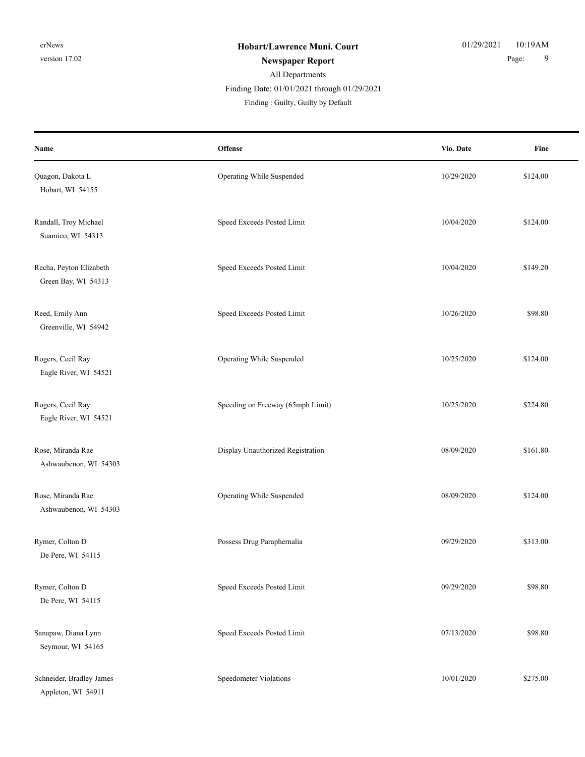**Hobart/Lawrence Muni. Court**

**Newspaper Report**

All Departments

Finding Date: 01/01/2021 through 01/29/2021

Finding : Guilty, Guilty by Default

| Name | Offense | Vio. Date | Fine |
|---|---|---|---|
| Quagon, Dakota L<br>Hobart, WI 54155 | Operating While Suspended | 10/29/2020 | $124.00 |
| Randall, Troy Michael<br>Suamico, WI 54313 | Speed Exceeds Posted Limit | 10/04/2020 | $124.00 |
| Recha, Peyton Elizabeth<br>Green Bay, WI 54313 | Speed Exceeds Posted Limit | 10/04/2020 | $149.20 |
| Reed, Emily Ann<br>Greenville, WI 54942 | Speed Exceeds Posted Limit | 10/26/2020 | $98.80 |
| Rogers, Cecil Ray<br>Eagle River, WI 54521 | Operating While Suspended | 10/25/2020 | $124.00 |
| Rogers, Cecil Ray<br>Eagle River, WI 54521 | Speeding on Freeway (65mph Limit) | 10/25/2020 | $224.80 |
| Rose, Miranda Rae<br>Ashwaubenon, WI 54303 | Display Unauthorized Registration | 08/09/2020 | $161.80 |
| Rose, Miranda Rae<br>Ashwaubenon, WI 54303 | Operating While Suspended | 08/09/2020 | $124.00 |
| Rymer, Colton D<br>De Pere, WI 54115 | Possess Drug Paraphernalia | 09/29/2020 | $313.00 |
| Rymer, Colton D<br>De Pere, WI 54115 | Speed Exceeds Posted Limit | 09/29/2020 | $98.80 |
| Sanapaw, Diana Lynn<br>Seymour, WI 54165 | Speed Exceeds Posted Limit | 07/13/2020 | $98.80 |
| Schneider, Bradley James<br>Appleton, WI 54911 | Speedometer Violations | 10/01/2020 | $275.00 |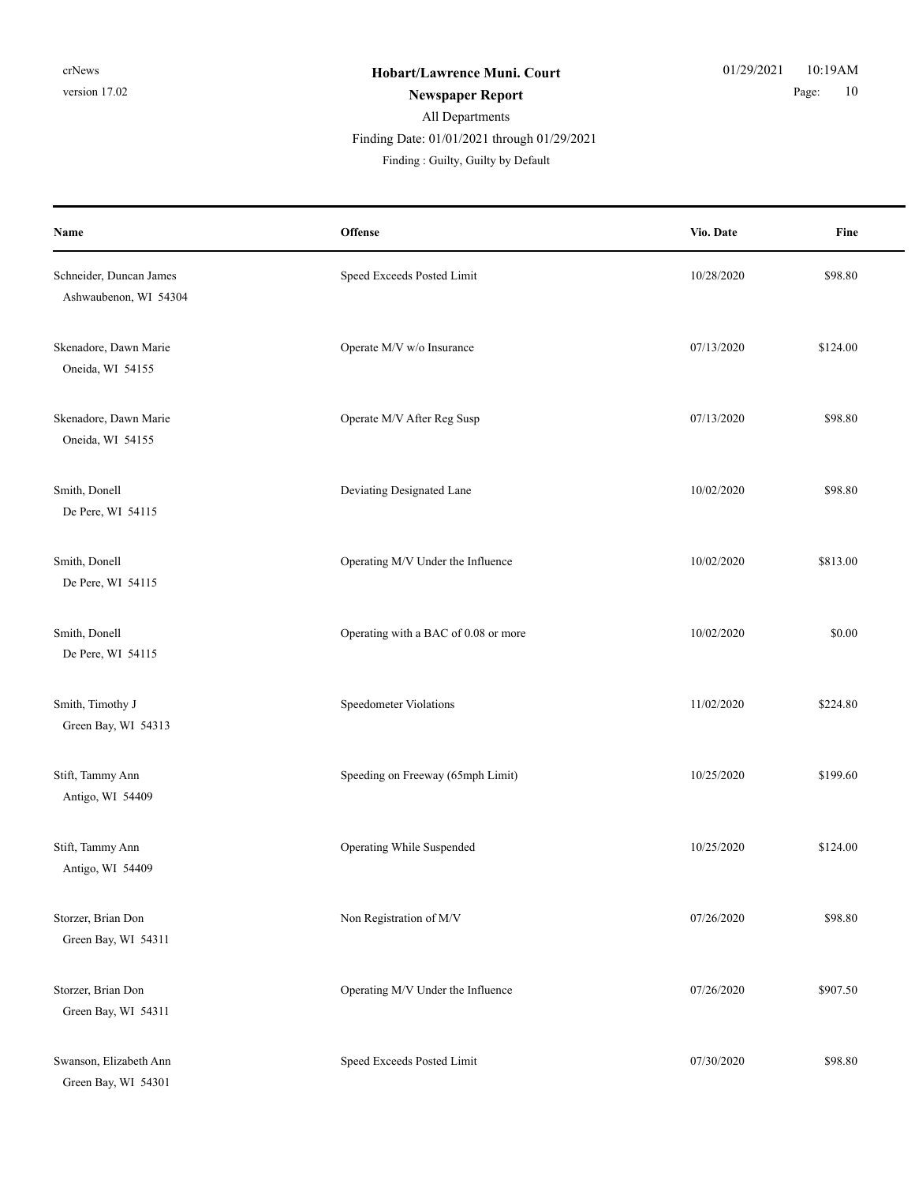**Hobart/Lawrence Muni. Court**

**Newspaper Report**

All Departments

Finding Date: 01/01/2021 through 01/29/2021

Finding : Guilty, Guilty by Default

| Name | Offense | Vio. Date | Fine |
|---|---|---|---|
| Schneider, Duncan James<br>Ashwaubenon, WI 54304 | Speed Exceeds Posted Limit | 10/28/2020 | $98.80 |
| Skenadore, Dawn Marie<br>Oneida, WI 54155 | Operate M/V w/o Insurance | 07/13/2020 | $124.00 |
| Skenadore, Dawn Marie<br>Oneida, WI 54155 | Operate M/V After Reg Susp | 07/13/2020 | $98.80 |
| Smith, Donell<br>De Pere, WI 54115 | Deviating Designated Lane | 10/02/2020 | $98.80 |
| Smith, Donell<br>De Pere, WI 54115 | Operating M/V Under the Influence | 10/02/2020 | $813.00 |
| Smith, Donell<br>De Pere, WI 54115 | Operating with a BAC of 0.08 or more | 10/02/2020 | $0.00 |
| Smith, Timothy J<br>Green Bay, WI 54313 | Speedometer Violations | 11/02/2020 | $224.80 |
| Stift, Tammy Ann<br>Antigo, WI 54409 | Speeding on Freeway (65mph Limit) | 10/25/2020 | $199.60 |
| Stift, Tammy Ann<br>Antigo, WI 54409 | Operating While Suspended | 10/25/2020 | $124.00 |
| Storzer, Brian Don<br>Green Bay, WI 54311 | Non Registration of M/V | 07/26/2020 | $98.80 |
| Storzer, Brian Don<br>Green Bay, WI 54311 | Operating M/V Under the Influence | 07/26/2020 | $907.50 |
| Swanson, Elizabeth Ann<br>Green Bay, WI 54301 | Speed Exceeds Posted Limit | 07/30/2020 | $98.80 |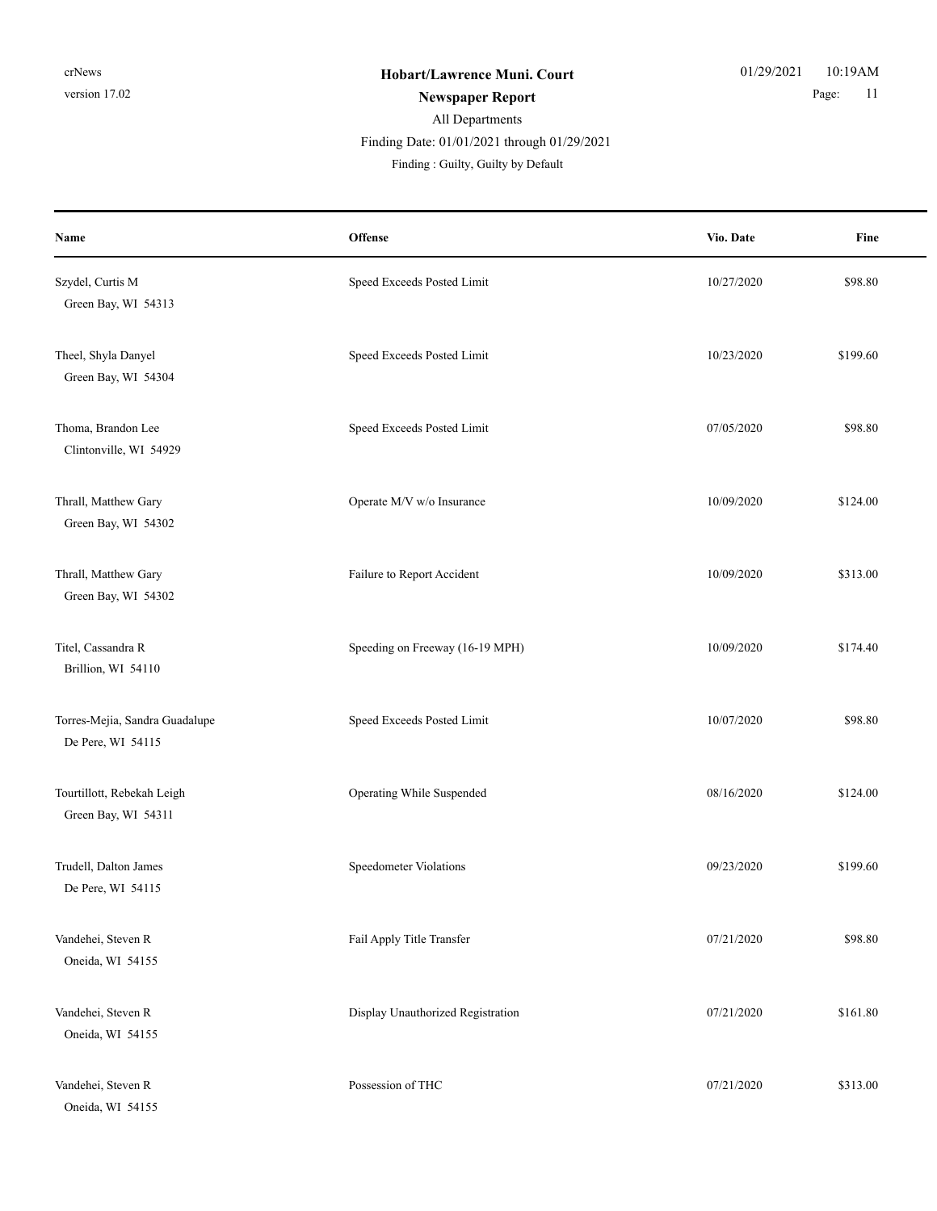**Hobart/Lawrence Muni. Court**

**Newspaper Report**

All Departments

Finding Date: 01/01/2021 through 01/29/2021

Finding : Guilty, Guilty by Default

| Name | Offense | Vio. Date | Fine |
|---|---|---|---|
| Szydel, Curtis M<br>Green Bay, WI 54313 | Speed Exceeds Posted Limit | 10/27/2020 | $98.80 |
| Theel, Shyla Danyel<br>Green Bay, WI 54304 | Speed Exceeds Posted Limit | 10/23/2020 | $199.60 |
| Thoma, Brandon Lee<br>Clintonville, WI 54929 | Speed Exceeds Posted Limit | 07/05/2020 | $98.80 |
| Thrall, Matthew Gary<br>Green Bay, WI 54302 | Operate M/V w/o Insurance | 10/09/2020 | $124.00 |
| Thrall, Matthew Gary<br>Green Bay, WI 54302 | Failure to Report Accident | 10/09/2020 | $313.00 |
| Titel, Cassandra R<br>Brillion, WI 54110 | Speeding on Freeway (16-19 MPH) | 10/09/2020 | $174.40 |
| Torres-Mejia, Sandra Guadalupe<br>De Pere, WI 54115 | Speed Exceeds Posted Limit | 10/07/2020 | $98.80 |
| Tourtillott, Rebekah Leigh<br>Green Bay, WI 54311 | Operating While Suspended | 08/16/2020 | $124.00 |
| Trudell, Dalton James<br>De Pere, WI 54115 | Speedometer Violations | 09/23/2020 | $199.60 |
| Vandehei, Steven R<br>Oneida, WI 54155 | Fail Apply Title Transfer | 07/21/2020 | $98.80 |
| Vandehei, Steven R<br>Oneida, WI 54155 | Display Unauthorized Registration | 07/21/2020 | $161.80 |
| Vandehei, Steven R<br>Oneida, WI 54155 | Possession of THC | 07/21/2020 | $313.00 |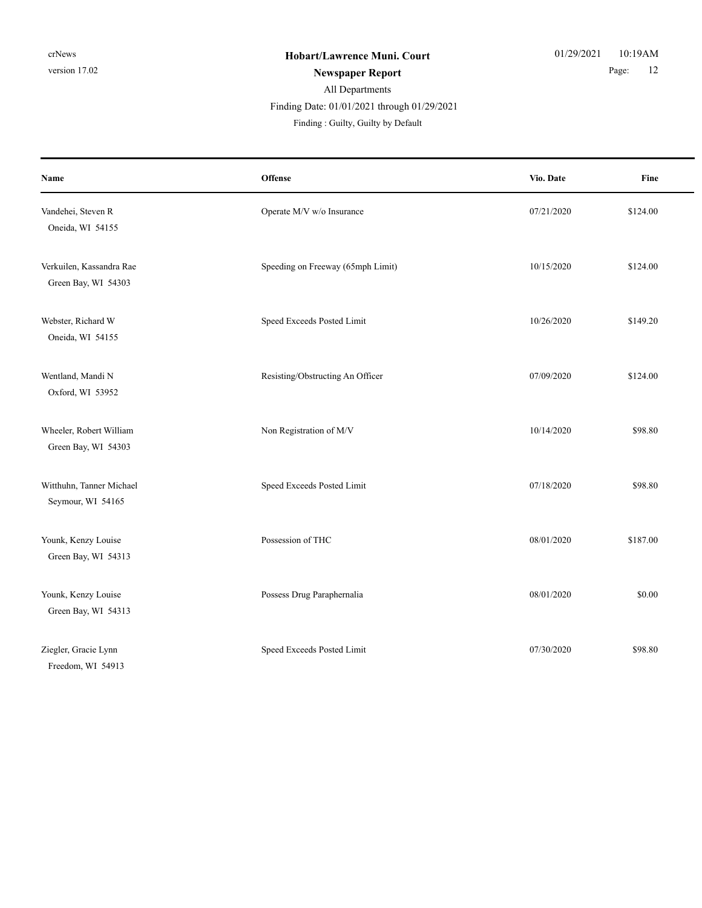**Hobart/Lawrence Muni. Court**

**Newspaper Report**

All Departments

Finding Date: 01/01/2021 through 01/29/2021

Finding : Guilty, Guilty by Default

| Name | Offense | Vio. Date | Fine |
|---|---|---|---|
| Vandehei, Steven R<br>Oneida, WI 54155 | Operate M/V w/o Insurance | 07/21/2020 | $124.00 |
| Verkuilen, Kassandra Rae<br>Green Bay, WI 54303 | Speeding on Freeway (65mph Limit) | 10/15/2020 | $124.00 |
| Webster, Richard W<br>Oneida, WI 54155 | Speed Exceeds Posted Limit | 10/26/2020 | $149.20 |
| Wentland, Mandi N<br>Oxford, WI 53952 | Resisting/Obstructing An Officer | 07/09/2020 | $124.00 |
| Wheeler, Robert William<br>Green Bay, WI 54303 | Non Registration of M/V | 10/14/2020 | $98.80 |
| Witthuhn, Tanner Michael<br>Seymour, WI 54165 | Speed Exceeds Posted Limit | 07/18/2020 | $98.80 |
| Younk, Kenzy Louise<br>Green Bay, WI 54313 | Possession of THC | 08/01/2020 | $187.00 |
| Younk, Kenzy Louise<br>Green Bay, WI 54313 | Possess Drug Paraphernalia | 08/01/2020 | $0.00 |
| Ziegler, Gracie Lynn<br>Freedom, WI 54913 | Speed Exceeds Posted Limit | 07/30/2020 | $98.80 |